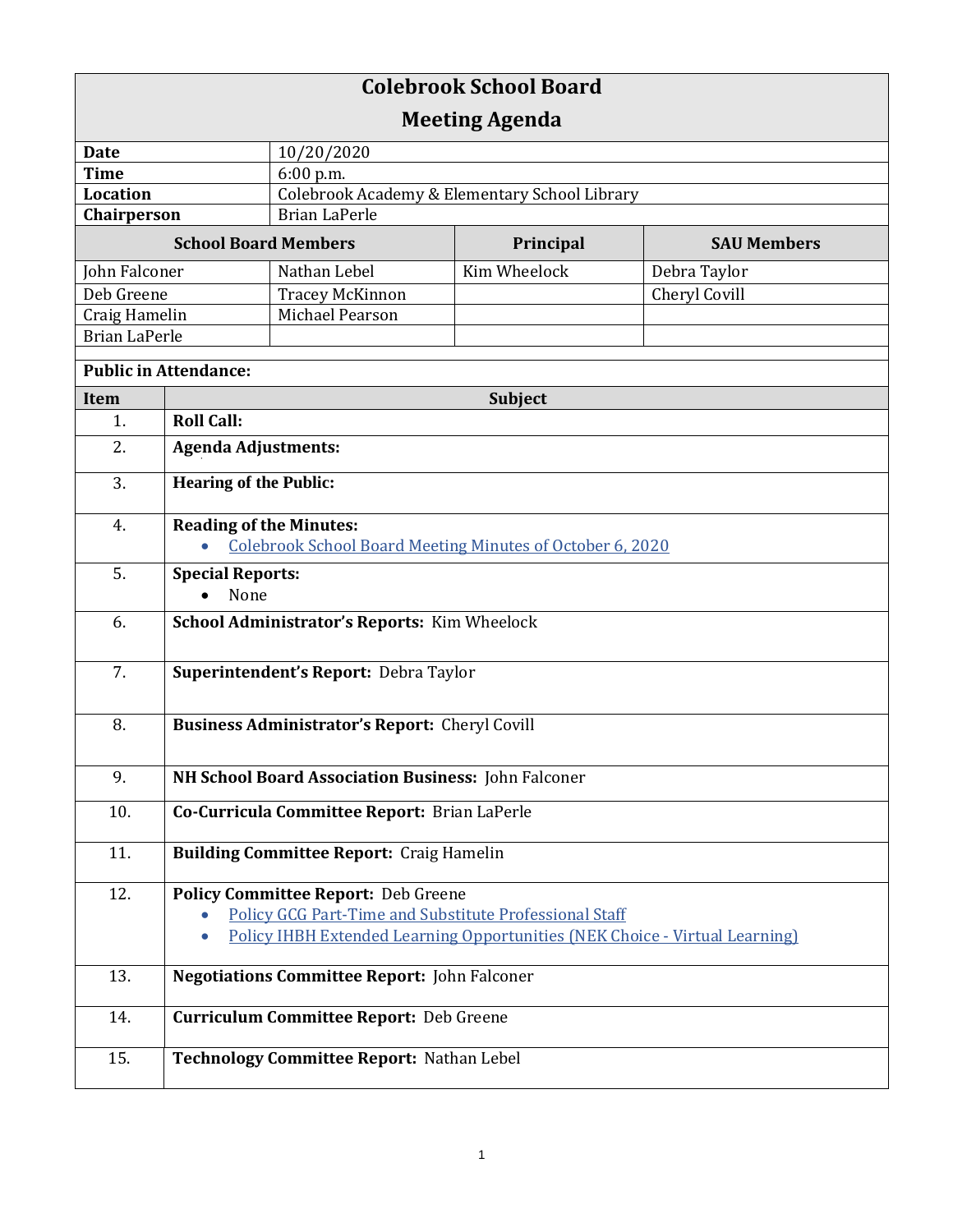# Colebrook School Board

## Meeting Agenda

| | |
|---|---|
| **Date** | 10/20/2020 |
| **Time** | 6:00 p.m. |
| **Location** | Colebrook Academy & Elementary School Library |
| **Chairperson** | Brian LaPerle |

| School Board Members | | Principal | SAU Members |
|---|---|---|---|
| John Falconer | Nathan Lebel | Kim Wheelock | Debra Taylor |
| Deb Greene | Tracey McKinnon | | Cheryl Covill |
| Craig Hamelin | Michael Pearson | | |
| Brian LaPerle | | | |

**Public in Attendance:**

| Item | Subject |
|---|---|
| 1. | **Roll Call:** |
| 2. | **Agenda Adjustments:** |
| 3. | **Hearing of the Public:** |
| 4. | **Reading of the Minutes:**<br>• Colebrook School Board Meeting Minutes of October 6, 2020 |
| 5. | **Special Reports:**<br>• None |
| 6. | **School Administrator's Reports:** Kim Wheelock |
| 7. | **Superintendent's Report:** Debra Taylor |
| 8. | **Business Administrator's Report:** Cheryl Covill |
| 9. | **NH School Board Association Business:** John Falconer |
| 10. | **Co-Curricula Committee Report:** Brian LaPerle |
| 11. | **Building Committee Report:** Craig Hamelin |
| 12. | **Policy Committee Report:** Deb Greene<br>• Policy GCG Part-Time and Substitute Professional Staff<br>• Policy IHBH Extended Learning Opportunities (NEK Choice - Virtual Learning) |
| 13. | **Negotiations Committee Report:** John Falconer |
| 14. | **Curriculum Committee Report:** Deb Greene |
| 15. | **Technology Committee Report:** Nathan Lebel |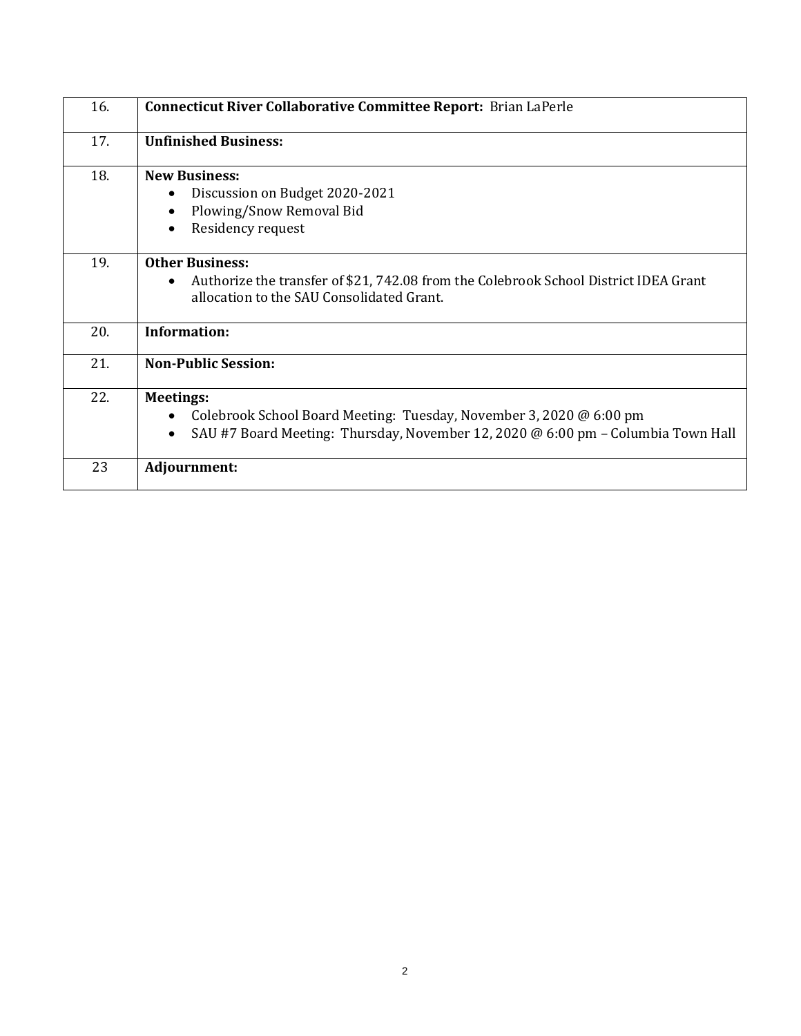| | |
|---|---|
| 16. | **Connecticut River Collaborative Committee Report:** Brian LaPerle |
| 17. | **Unfinished Business:** |
| 18. | **New Business:**<br>• Discussion on Budget 2020-2021<br>• Plowing/Snow Removal Bid<br>• Residency request |
| 19. | **Other Business:**<br>• Authorize the transfer of $21, 742.08 from the Colebrook School District IDEA Grant allocation to the SAU Consolidated Grant. |
| 20. | **Information:** |
| 21. | **Non-Public Session:** |
| 22. | **Meetings:**<br>• Colebrook School Board Meeting: Tuesday, November 3, 2020 @ 6:00 pm<br>• SAU #7 Board Meeting: Thursday, November 12, 2020 @ 6:00 pm – Columbia Town Hall |
| 23 | **Adjournment:** |